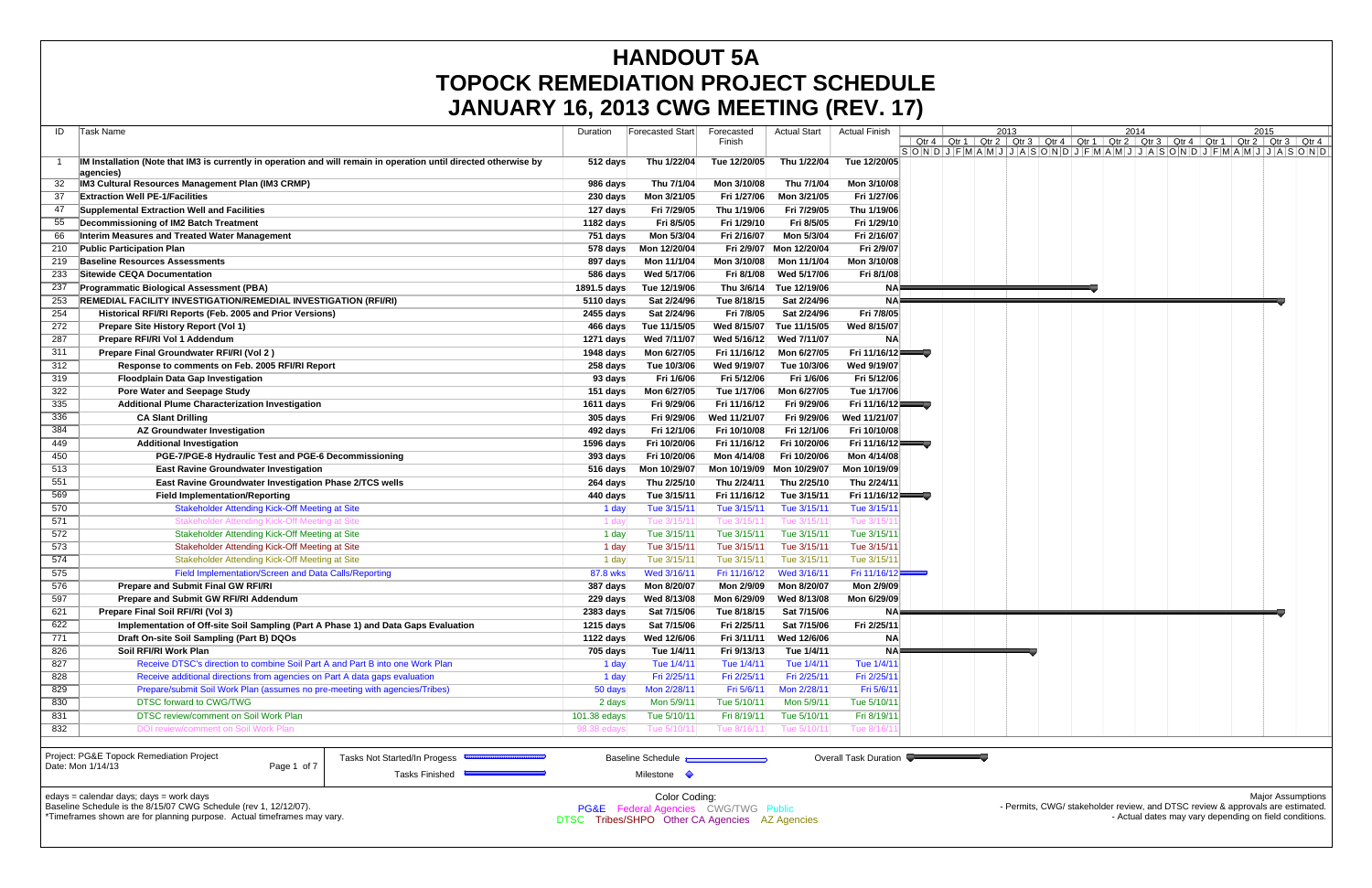# HANDOUT 5A
# TOPOCK REMEDIATION PROJECT SCHEDULE
# JANUARY 16, 2013 CWG MEETING (REV. 17)

| ID | Task Name | Duration | Forecasted Start | Forecasted Finish | Actual Start | Actual Finish |
|---|---|---|---|---|---|---|
| 1 | IM Installation (Note that IM3 is currently in operation and will remain in operation until directed otherwise by agencies) | 512 days | Thu 1/22/04 | Tue 12/20/05 | Thu 1/22/04 | Tue 12/20/05 |
| 32 | IM3 Cultural Resources Management Plan (IM3 CRMP) | 986 days | Thu 7/1/04 | Mon 3/10/08 | Thu 7/1/04 | Mon 3/10/08 |
| 37 | Extraction Well PE-1/Facilities | 230 days | Mon 3/21/05 | Fri 1/27/06 | Mon 3/21/05 | Fri 1/27/06 |
| 47 | Supplemental Extraction Well and Facilities | 127 days | Fri 7/29/05 | Thu 1/19/06 | Fri 7/29/05 | Thu 1/19/06 |
| 55 | Decommissioning of IM2 Batch Treatment | 1182 days | Fri 8/5/05 | Fri 1/29/10 | Fri 8/5/05 | Fri 1/29/10 |
| 66 | Interim Measures and Treated Water Management | 751 days | Mon 5/3/04 | Fri 2/16/07 | Mon 5/3/04 | Fri 2/16/07 |
| 210 | Public Participation Plan | 578 days | Mon 12/20/04 | Fri 2/9/07 | Mon 12/20/04 | Fri 2/9/07 |
| 219 | Baseline Resources Assessments | 897 days | Mon 11/1/04 | Mon 3/10/08 | Mon 11/1/04 | Mon 3/10/08 |
| 233 | Sitewide CEQA Documentation | 586 days | Wed 5/17/06 | Fri 8/1/08 | Wed 5/17/06 | Fri 8/1/08 |
| 237 | Programmatic Biological Assessment (PBA) | 1891.5 days | Tue 12/19/06 | Thu 3/6/14 | Tue 12/19/06 | NA |
| 253 | REMEDIAL FACILITY INVESTIGATION/REMEDIAL INVESTIGATION (RFI/RI) | 5110 days | Sat 2/24/96 | Tue 8/18/15 | Sat 2/24/96 | NA |
| 254 | Historical RFI/RI Reports (Feb. 2005 and Prior Versions) | 2455 days | Sat 2/24/96 | Fri 7/8/05 | Sat 2/24/96 | Fri 7/8/05 |
| 272 | Prepare Site History Report (Vol 1) | 466 days | Tue 11/15/05 | Wed 8/15/07 | Tue 11/15/05 | Wed 8/15/07 |
| 287 | Prepare RFI/RI Vol 1 Addendum | 1271 days | Wed 7/11/07 | Wed 5/16/12 | Wed 7/11/07 | NA |
| 311 | Prepare Final Groundwater RFI/RI (Vol 2 ) | 1948 days | Mon 6/27/05 | Fri 11/16/12 | Mon 6/27/05 | Fri 11/16/12 |
| 312 | Response to comments on Feb. 2005 RFI/RI Report | 258 days | Tue 10/3/06 | Wed 9/19/07 | Tue 10/3/06 | Wed 9/19/07 |
| 319 | Floodplain Data Gap Investigation | 93 days | Fri 1/6/06 | Fri 5/12/06 | Fri 1/6/06 | Fri 5/12/06 |
| 322 | Pore Water and Seepage Study | 151 days | Mon 6/27/05 | Tue 1/17/06 | Mon 6/27/05 | Tue 1/17/06 |
| 335 | Additional Plume Characterization Investigation | 1611 days | Fri 9/29/06 | Fri 11/16/12 | Fri 9/29/06 | Fri 11/16/12 |
| 336 | CA Slant Drilling | 305 days | Fri 9/29/06 | Wed 11/21/07 | Fri 9/29/06 | Wed 11/21/07 |
| 384 | AZ Groundwater Investigation | 492 days | Fri 12/1/06 | Fri 10/10/08 | Fri 12/1/06 | Fri 10/10/08 |
| 449 | Additional Investigation | 1596 days | Fri 10/20/06 | Fri 11/16/12 | Fri 10/20/06 | Fri 11/16/12 |
| 450 | PGE-7/PGE-8 Hydraulic Test and PGE-6 Decommissioning | 393 days | Fri 10/20/06 | Mon 4/14/08 | Fri 10/20/06 | Mon 4/14/08 |
| 513 | East Ravine Groundwater Investigation | 516 days | Mon 10/29/07 | Mon 10/19/09 | Mon 10/29/07 | Mon 10/19/09 |
| 551 | East Ravine Groundwater Investigation Phase 2/TCS wells | 264 days | Thu 2/25/10 | Thu 2/24/11 | Thu 2/25/10 | Thu 2/24/11 |
| 569 | Field Implementation/Reporting | 440 days | Tue 3/15/11 | Fri 11/16/12 | Tue 3/15/11 | Fri 11/16/12 |
| 570 | Stakeholder Attending Kick-Off Meeting at Site | 1 day | Tue 3/15/11 | Tue 3/15/11 | Tue 3/15/11 | Tue 3/15/11 |
| 571 | Stakeholder Attending Kick-Off Meeting at Site | 1 day | Tue 3/15/11 | Tue 3/15/11 | Tue 3/15/11 | Tue 3/15/11 |
| 572 | Stakeholder Attending Kick-Off Meeting at Site | 1 day | Tue 3/15/11 | Tue 3/15/11 | Tue 3/15/11 | Tue 3/15/11 |
| 573 | Stakeholder Attending Kick-Off Meeting at Site | 1 day | Tue 3/15/11 | Tue 3/15/11 | Tue 3/15/11 | Tue 3/15/11 |
| 574 | Stakeholder Attending Kick-Off Meeting at Site | 1 day | Tue 3/15/11 | Tue 3/15/11 | Tue 3/15/11 | Tue 3/15/11 |
| 575 | Field Implementation/Screen and Data Calls/Reporting | 87.8 wks | Wed 3/16/11 | Fri 11/16/12 | Wed 3/16/11 | Fri 11/16/12 |
| 576 | Prepare and Submit Final GW RFI/RI | 387 days | Mon 8/20/07 | Mon 2/9/09 | Mon 8/20/07 | Mon 2/9/09 |
| 597 | Prepare and Submit GW RFI/RI Addendum | 229 days | Wed 8/13/08 | Mon 6/29/09 | Wed 8/13/08 | Mon 6/29/09 |
| 621 | Prepare Final Soil RFI/RI (Vol 3) | 2383 days | Sat 7/15/06 | Tue 8/18/15 | Sat 7/15/06 | NA |
| 622 | Implementation of Off-site Soil Sampling (Part A Phase 1) and Data Gaps Evaluation | 1215 days | Sat 7/15/06 | Fri 2/25/11 | Sat 7/15/06 | Fri 2/25/11 |
| 771 | Draft On-site Soil Sampling (Part B) DQOs | 1122 days | Wed 12/6/06 | Fri 3/11/11 | Wed 12/6/06 | NA |
| 826 | Soil RFI/RI Work Plan | 705 days | Tue 1/4/11 | Fri 9/13/13 | Tue 1/4/11 | NA |
| 827 | Receive DTSC's direction to combine Soil Part A and Part B into one Work Plan | 1 day | Tue 1/4/11 | Tue 1/4/11 | Tue 1/4/11 | Tue 1/4/11 |
| 828 | Receive additional directions from agencies on Part A data gaps evaluation | 1 day | Fri 2/25/11 | Fri 2/25/11 | Fri 2/25/11 | Fri 2/25/11 |
| 829 | Prepare/submit Soil Work Plan (assumes no pre-meeting with agencies/Tribes) | 50 days | Mon 2/28/11 | Fri 5/6/11 | Mon 2/28/11 | Fri 5/6/11 |
| 830 | DTSC forward to CWG/TWG | 2 days | Mon 5/9/11 | Tue 5/10/11 | Mon 5/9/11 | Tue 5/10/11 |
| 831 | DTSC review/comment on Soil Work Plan | 101.38 edays | Tue 5/10/11 | Fri 8/19/11 | Tue 5/10/11 | Fri 8/19/11 |
| 832 | DOI review/comment on Soil Work Plan | 98.38 edays | Tue 5/10/11 | Tue 8/16/11 | Tue 5/10/11 | Tue 8/16/11 |

Project: PG&E Topock Remediation Project
Date: Mon 1/14/13

Legend: Tasks Not Started/In Progess; Tasks Finished; Baseline Schedule; Milestone; Overall Task Duration

edays = calendar days; days = work days
Baseline Schedule is the 8/15/07 CWG Schedule (rev 1, 12/12/07).
*Timeframes shown are for planning purpose. Actual timeframes may vary.

Color Coding:
PG&E Federal Agencies CWG/TWG Public
DTSC Tribes/SHPO Other CA Agencies AZ Agencies

Major Assumptions
- Permits, CWG/ stakeholder review, and DTSC review & approvals are estimated.
- Actual dates may vary depending on field conditions.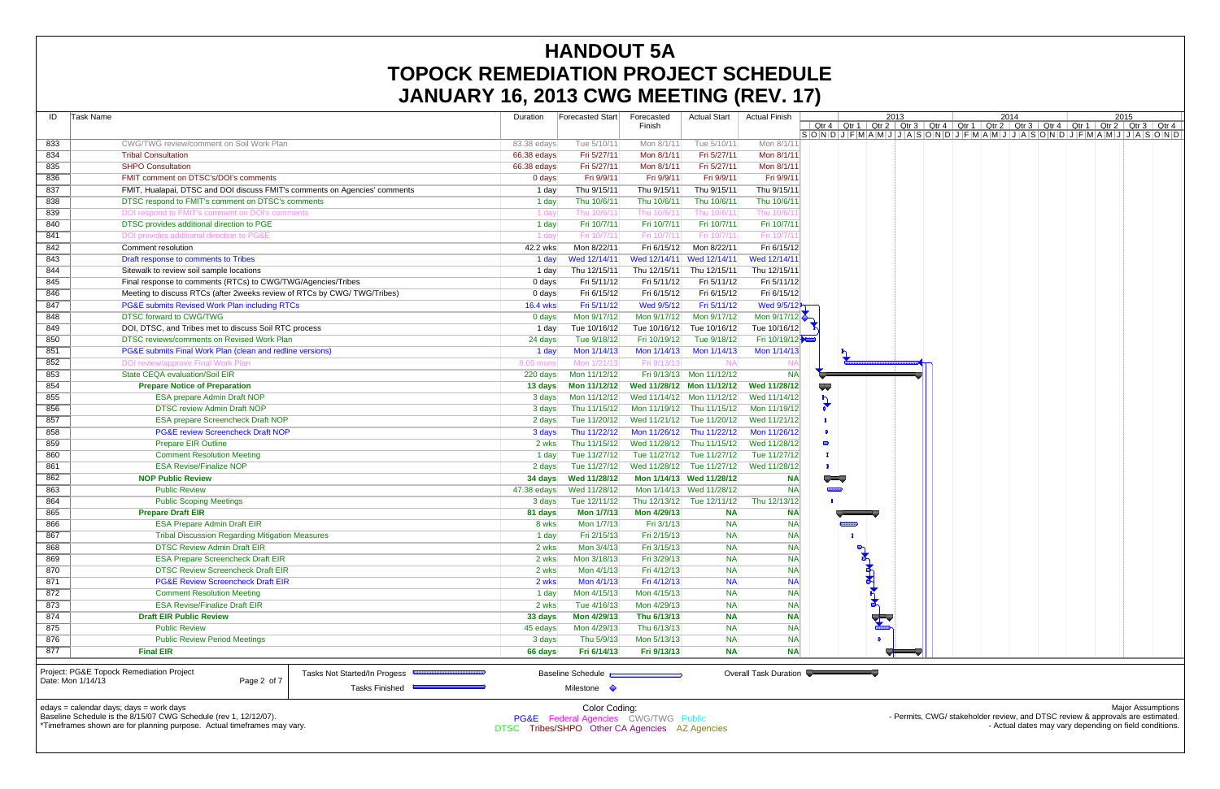# HANDOUT 5A
# TOPOCK REMEDIATION PROJECT SCHEDULE
# JANUARY 16, 2013 CWG MEETING (REV. 17)

| ID | Task Name | Duration | Forecasted Start | Forecasted Finish | Actual Start | Actual Finish |
|---|---|---|---|---|---|---|
| 833 | CWG/TWG review/comment on Soil Work Plan | 83.38 edays | Tue 5/10/11 | Mon 8/1/11 | Tue 5/10/11 | Mon 8/1/11 |
| 834 | Tribal Consultation | 66.38 edays | Fri 5/27/11 | Mon 8/1/11 | Fri 5/27/11 | Mon 8/1/11 |
| 835 | SHPO Consultation | 66.38 edays | Fri 5/27/11 | Mon 8/1/11 | Fri 5/27/11 | Mon 8/1/11 |
| 836 | FMIT comment on DTSC's/DOI's comments | 0 days | Fri 9/9/11 | Fri 9/9/11 | Fri 9/9/11 | Fri 9/9/11 |
| 837 | FMIT, Hualapai, DTSC and DOI discuss FMIT's comments on Agencies' comments | 1 day | Thu 9/15/11 | Thu 9/15/11 | Thu 9/15/11 | Thu 9/15/11 |
| 838 | DTSC respond to FMIT's comment on DTSC's comments | 1 day | Thu 10/6/11 | Thu 10/6/11 | Thu 10/6/11 | Thu 10/6/11 |
| 839 | DOI respond to FMIT's comment on DOI's comments | 1 day | Thu 10/6/11 | Thu 10/6/11 | Thu 10/6/11 | Thu 10/6/11 |
| 840 | DTSC provides additional direction to PGE | 1 day | Fri 10/7/11 | Fri 10/7/11 | Fri 10/7/11 | Fri 10/7/11 |
| 841 | DOI provides additional direction to PG&E | 1 day | Fri 10/7/11 | Fri 10/7/11 | Fri 10/7/11 | Fri 10/7/11 |
| 842 | Comment resolution | 42.2 wks | Mon 8/22/11 | Fri 6/15/12 | Mon 8/22/11 | Fri 6/15/12 |
| 843 | Draft response to comments to Tribes | 1 day | Wed 12/14/11 | Wed 12/14/11 | Wed 12/14/11 | Wed 12/14/11 |
| 844 | Sitewalk to review soil sample locations | 1 day | Thu 12/15/11 | Thu 12/15/11 | Thu 12/15/11 | Thu 12/15/11 |
| 845 | Final response to comments (RTCs) to CWG/TWG/Agencies/Tribes | 0 days | Fri 5/11/12 | Fri 5/11/12 | Fri 5/11/12 | Fri 5/11/12 |
| 846 | Meeting to discuss RTCs (after 2weeks review of RTCs by CWG/ TWG/Tribes) | 0 days | Fri 6/15/12 | Fri 6/15/12 | Fri 6/15/12 | Fri 6/15/12 |
| 847 | PG&E submits Revised Work Plan including RTCs | 16.4 wks | Fri 5/11/12 | Wed 9/5/12 | Fri 5/11/12 | Wed 9/5/12 |
| 848 | DTSC forward to CWG/TWG | 0 days | Mon 9/17/12 | Mon 9/17/12 | Mon 9/17/12 | Mon 9/17/12 |
| 849 | DOI, DTSC, and Tribes met to discuss Soil RTC process | 1 day | Tue 10/16/12 | Tue 10/16/12 | Tue 10/16/12 | Tue 10/16/12 |
| 850 | DTSC reviews/comments on Revised Work Plan | 24 days | Tue 9/18/12 | Fri 10/19/12 | Tue 9/18/12 | Fri 10/19/12 |
| 851 | PG&E submits Final Work Plan (clean and redline versions) | 1 day | Mon 1/14/13 | Mon 1/14/13 | Mon 1/14/13 | Mon 1/14/13 |
| 852 | DOI review/approve Final Work Plan | 8.05 mons | Mon 1/21/13 | Fri 9/13/13 | NA | NA |
| 853 | State CEQA evaluation/Soil EIR | 220 days | Mon 11/12/12 | Fri 9/13/13 | Mon 11/12/12 | NA |
| 854 | **Prepare Notice of Preparation** | **13 days** | **Mon 11/12/12** | **Wed 11/28/12** | **Mon 11/12/12** | **Wed 11/28/12** |
| 855 | ESA prepare Admin Draft NOP | 3 days | Mon 11/12/12 | Wed 11/14/12 | Mon 11/12/12 | Wed 11/14/12 |
| 856 | DTSC review Admin Draft NOP | 3 days | Thu 11/15/12 | Mon 11/19/12 | Thu 11/15/12 | Mon 11/19/12 |
| 857 | ESA prepare Screencheck Draft NOP | 2 days | Tue 11/20/12 | Wed 11/21/12 | Tue 11/20/12 | Wed 11/21/12 |
| 858 | PG&E review Screencheck Draft NOP | 3 days | Thu 11/22/12 | Mon 11/26/12 | Thu 11/22/12 | Mon 11/26/12 |
| 859 | Prepare EIR Outline | 2 wks | Thu 11/15/12 | Wed 11/28/12 | Thu 11/15/12 | Wed 11/28/12 |
| 860 | Comment Resolution Meeting | 1 day | Tue 11/27/12 | Tue 11/27/12 | Tue 11/27/12 | Tue 11/27/12 |
| 861 | ESA Revise/Finalize NOP | 2 days | Tue 11/27/12 | Wed 11/28/12 | Tue 11/27/12 | Wed 11/28/12 |
| 862 | **NOP Public Review** | **34 days** | **Wed 11/28/12** | **Mon 1/14/13** | **Wed 11/28/12** | **NA** |
| 863 | Public Review | 47.38 edays | Wed 11/28/12 | Mon 1/14/13 | Wed 11/28/12 | NA |
| 864 | Public Scoping Meetings | 3 days | Tue 12/11/12 | Thu 12/13/12 | Tue 12/11/12 | Thu 12/13/12 |
| 865 | **Prepare Draft EIR** | **81 days** | **Mon 1/7/13** | **Mon 4/29/13** | **NA** | **NA** |
| 866 | ESA Prepare Admin Draft EIR | 8 wks | Mon 1/7/13 | Fri 3/1/13 | NA | NA |
| 867 | Tribal Discussion Regarding Mitigation Measures | 1 day | Fri 2/15/13 | Fri 2/15/13 | NA | NA |
| 868 | DTSC Review Admin Draft EIR | 2 wks | Mon 3/4/13 | Fri 3/15/13 | NA | NA |
| 869 | ESA Prepare Screencheck Draft EIR | 2 wks | Mon 3/18/13 | Fri 3/29/13 | NA | NA |
| 870 | DTSC Review Screencheck Draft EIR | 2 wks | Mon 4/1/13 | Fri 4/12/13 | NA | NA |
| 871 | PG&E Review Screencheck Draft EIR | 2 wks | Mon 4/1/13 | Fri 4/12/13 | NA | NA |
| 872 | Comment Resolution Meeting | 1 day | Mon 4/15/13 | Mon 4/15/13 | NA | NA |
| 873 | ESA Revise/Finalize Draft EIR | 2 wks | Tue 4/16/13 | Mon 4/29/13 | NA | NA |
| 874 | **Draft EIR Public Review** | **33 days** | **Mon 4/29/13** | **Thu 6/13/13** | **NA** | **NA** |
| 875 | Public Review | 45 edays | Mon 4/29/13 | Thu 6/13/13 | NA | NA |
| 876 | Public Review Period Meetings | 3 days | Thu 5/9/13 | Mon 5/13/13 | NA | NA |
| 877 | **Final EIR** | **66 days** | **Fri 6/14/13** | **Fri 9/13/13** | **NA** | **NA** |

Project: PG&E Topock Remediation Project
Date: Mon 1/14/13

Legend: Tasks Not Started/In Progess; Tasks Finished; Baseline Schedule; Milestone; Overall Task Duration

edays = calendar days; days = work days
Baseline Schedule is the 8/15/07 CWG Schedule (rev 1, 12/12/07).
*Timeframes shown are for planning purpose. Actual timeframes may vary.

Color Coding:
PG&E Federal Agencies CWG/TWG Public
DTSC Tribes/SHPO Other CA Agencies AZ Agencies

Major Assumptions
- Permits, CWG/ stakeholder review, and DTSC review & approvals are estimated.
- Actual dates may vary depending on field conditions.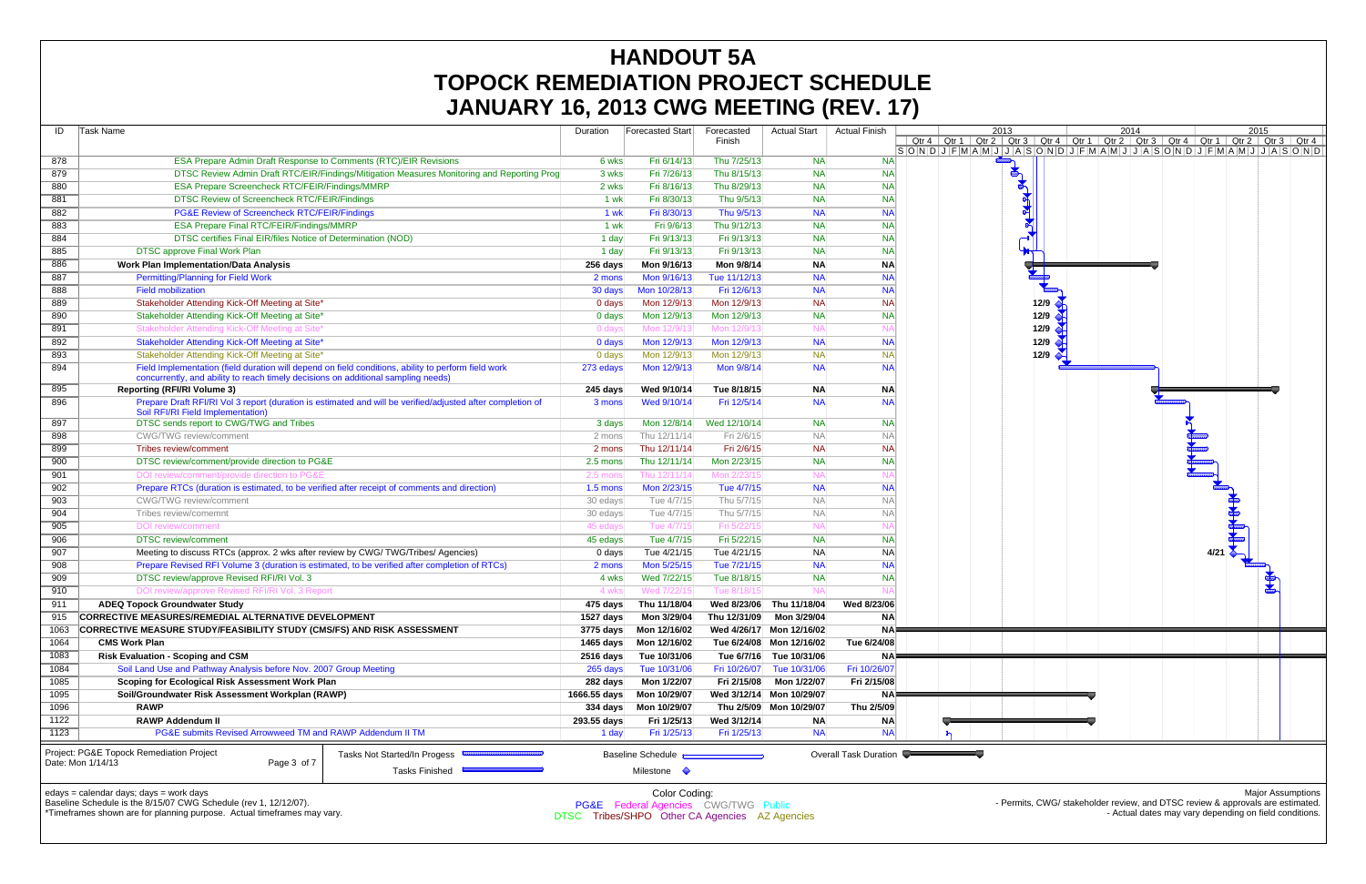# HANDOUT 5A
# TOPOCK REMEDIATION PROJECT SCHEDULE
# JANUARY 16, 2013 CWG MEETING (REV. 17)

| ID | Task Name | Duration | Forecasted Start | Forecasted Finish | Actual Start | Actual Finish |
|---|---|---|---|---|---|---|
| 878 | ESA Prepare Admin Draft Response to Comments (RTC)/EIR Revisions | 6 wks | Fri 6/14/13 | Thu 7/25/13 | NA | NA |
| 879 | DTSC Review Admin Draft RTC/EIR/Findings/Mitigation Measures Monitoring and Reporting Prog | 3 wks | Fri 7/26/13 | Thu 8/15/13 | NA | NA |
| 880 | ESA Prepare Screencheck RTC/FEIR/Findings/MMRP | 2 wks | Fri 8/16/13 | Thu 8/29/13 | NA | NA |
| 881 | DTSC Review of Screencheck RTC/FEIR/Findings | 1 wk | Fri 8/30/13 | Thu 9/5/13 | NA | NA |
| 882 | PG&E Review of Screencheck RTC/FEIR/Findings | 1 wk | Fri 8/30/13 | Thu 9/5/13 | NA | NA |
| 883 | ESA Prepare Final RTC/FEIR/Findings/MMRP | 1 wk | Fri 9/6/13 | Thu 9/12/13 | NA | NA |
| 884 | DTSC certifies Final EIR/files Notice of Determination (NOD) | 1 day | Fri 9/13/13 | Fri 9/13/13 | NA | NA |
| 885 | DTSC approve Final Work Plan | 1 day | Fri 9/13/13 | Fri 9/13/13 | NA | NA |
| 886 | **Work Plan Implementation/Data Analysis** | **256 days** | **Mon 9/16/13** | **Mon 9/8/14** | **NA** | **NA** |
| 887 | Permitting/Planning for Field Work | 2 mons | Mon 9/16/13 | Tue 11/12/13 | NA | NA |
| 888 | Field mobilization | 30 days | Mon 10/28/13 | Fri 12/6/13 | NA | NA |
| 889 | Stakeholder Attending Kick-Off Meeting at Site* | 0 days | Mon 12/9/13 | Mon 12/9/13 | NA | NA |
| 890 | Stakeholder Attending Kick-Off Meeting at Site* | 0 days | Mon 12/9/13 | Mon 12/9/13 | NA | NA |
| 891 | Stakeholder Attending Kick-Off Meeting at Site* | 0 days | Mon 12/9/13 | Mon 12/9/13 | NA | NA |
| 892 | Stakeholder Attending Kick-Off Meeting at Site* | 0 days | Mon 12/9/13 | Mon 12/9/13 | NA | NA |
| 893 | Stakeholder Attending Kick-Off Meeting at Site* | 0 days | Mon 12/9/13 | Mon 12/9/13 | NA | NA |
| 894 | Field Implementation (field duration will depend on field conditions, ability to perform field work concurrently, and ability to reach timely decisions on additional sampling needs) | 273 edays | Mon 12/9/13 | Mon 9/8/14 | NA | NA |
| 895 | **Reporting (RFI/RI Volume 3)** | **245 days** | **Wed 9/10/14** | **Tue 8/18/15** | **NA** | **NA** |
| 896 | Prepare Draft RFI/RI Vol 3 report (duration is estimated and will be verified/adjusted after completion of Soil RFI/RI Field Implementation) | 3 mons | Wed 9/10/14 | Fri 12/5/14 | NA | NA |
| 897 | DTSC sends report to CWG/TWG and Tribes | 3 days | Mon 12/8/14 | Wed 12/10/14 | NA | NA |
| 898 | CWG/TWG review/comment | 2 mons | Thu 12/11/14 | Fri 2/6/15 | NA | NA |
| 899 | Tribes review/comment | 2 mons | Thu 12/11/14 | Fri 2/6/15 | NA | NA |
| 900 | DTSC review/comment/provide direction to PG&E | 2.5 mons | Thu 12/11/14 | Mon 2/23/15 | NA | NA |
| 901 | DOI review/comment/provide direction to PG&E | 2.5 mons | Thu 12/11/14 | Mon 2/23/15 | NA | NA |
| 902 | Prepare RTCs (duration is estimated, to be verified after receipt of comments and direction) | 1.5 mons | Mon 2/23/15 | Tue 4/7/15 | NA | NA |
| 903 | CWG/TWG review/comment | 30 edays | Tue 4/7/15 | Thu 5/7/15 | NA | NA |
| 904 | Tribes review/comemnt | 30 edays | Tue 4/7/15 | Thu 5/7/15 | NA | NA |
| 905 | DOI review/comment | 45 edays | Tue 4/7/15 | Fri 5/22/15 | NA | NA |
| 906 | DTSC review/comment | 45 edays | Tue 4/7/15 | Fri 5/22/15 | NA | NA |
| 907 | Meeting to discuss RTCs (approx. 2 wks after review by CWG/ TWG/Tribes/ Agencies) | 0 days | Tue 4/21/15 | Tue 4/21/15 | NA | NA |
| 908 | Prepare Revised RFI Volume 3 (duration is estimated, to be verified after completion of RTCs) | 2 mons | Mon 5/25/15 | Tue 7/21/15 | NA | NA |
| 909 | DTSC review/approve Revised RFI/RI Vol. 3 | 4 wks | Wed 7/22/15 | Tue 8/18/15 | NA | NA |
| 910 | DOI review/approve Revised RFI/RI Vol. 3 Report | 4 wks | Wed 7/22/15 | Tue 8/18/15 | NA | NA |
| 911 | **ADEQ Topock Groundwater Study** | **475 days** | **Thu 11/18/04** | **Wed 8/23/06** | **Thu 11/18/04** | **Wed 8/23/06** |
| 915 | **CORRECTIVE MEASURES/REMEDIAL ALTERNATIVE DEVELOPMENT** | **1527 days** | **Mon 3/29/04** | **Thu 12/31/09** | **Mon 3/29/04** | **NA** |
| 1063 | **CORRECTIVE MEASURE STUDY/FEASIBILITY STUDY (CMS/FS) AND RISK ASSESSMENT** | **3775 days** | **Mon 12/16/02** | **Wed 4/26/17** | **Mon 12/16/02** | **NA** |
| 1064 | **CMS Work Plan** | **1465 days** | **Mon 12/16/02** | **Tue 6/24/08** | **Mon 12/16/02** | **Tue 6/24/08** |
| 1083 | **Risk Evaluation - Scoping and CSM** | **2516 days** | **Tue 10/31/06** | **Tue 6/7/16** | **Tue 10/31/06** | **NA** |
| 1084 | Soil Land Use and Pathway Analysis before Nov. 2007 Group Meeting | 265 days | Tue 10/31/06 | Fri 10/26/07 | Tue 10/31/06 | Fri 10/26/07 |
| 1085 | **Scoping for Ecological Risk Assessment Work Plan** | **282 days** | **Mon 1/22/07** | **Fri 2/15/08** | **Mon 1/22/07** | **Fri 2/15/08** |
| 1095 | **Soil/Groundwater Risk Assessment Workplan (RAWP)** | **1666.55 days** | **Mon 10/29/07** | **Wed 3/12/14** | **Mon 10/29/07** | **NA** |
| 1096 | **RAWP** | **334 days** | **Mon 10/29/07** | **Thu 2/5/09** | **Mon 10/29/07** | **Thu 2/5/09** |
| 1122 | **RAWP Addendum II** | **293.55 days** | **Fri 1/25/13** | **Wed 3/12/14** | **NA** | **NA** |
| 1123 | PG&E submits Revised Arrowweed TM and RAWP Addendum II TM | 1 day | Fri 1/25/13 | Fri 1/25/13 | NA | NA |

Project: PG&E Topock Remediation Project
Date: Mon 1/14/13

Legend: Tasks Not Started/In Progess; Tasks Finished; Baseline Schedule; Milestone; Overall Task Duration

edays = calendar days; days = work days
Baseline Schedule is the 8/15/07 CWG Schedule (rev 1, 12/12/07).
*Timeframes shown are for planning purpose. Actual timeframes may vary.

Color Coding:
PG&E Federal Agencies CWG/TWG Public
DTSC Tribes/SHPO Other CA Agencies AZ Agencies

Major Assumptions
- Permits, CWG/ stakeholder review, and DTSC review & approvals are estimated.
- Actual dates may vary depending on field conditions.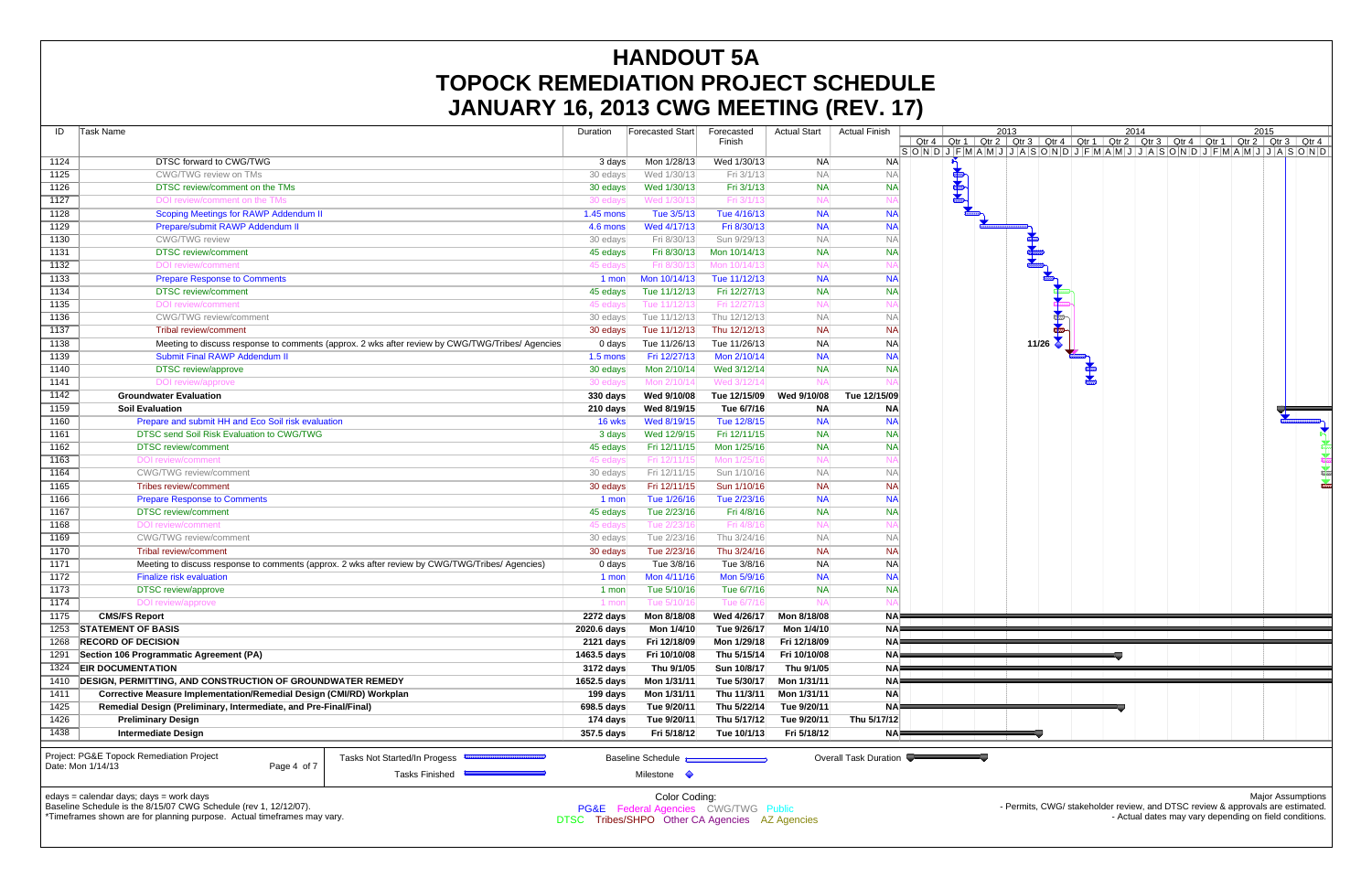# HANDOUT 5A
# TOPOCK REMEDIATION PROJECT SCHEDULE
# JANUARY 16, 2013 CWG MEETING (REV. 17)

| ID | Task Name | Duration | Forecasted Start | Forecasted Finish | Actual Start | Actual Finish |
|---|---|---|---|---|---|---|
| 1124 | DTSC forward to CWG/TWG | 3 days | Mon 1/28/13 | Wed 1/30/13 | NA | NA |
| 1125 | CWG/TWG review on TMs | 30 edays | Wed 1/30/13 | Fri 3/1/13 | NA | NA |
| 1126 | DTSC review/comment on the TMs | 30 edays | Wed 1/30/13 | Fri 3/1/13 | NA | NA |
| 1127 | DOI review/comment on the TMs | 30 edays | Wed 1/30/13 | Fri 3/1/13 | NA | NA |
| 1128 | Scoping Meetings for RAWP Addendum II | 1.45 mons | Tue 3/5/13 | Tue 4/16/13 | NA | NA |
| 1129 | Prepare/submit RAWP Addendum II | 4.6 mons | Wed 4/17/13 | Fri 8/30/13 | NA | NA |
| 1130 | CWG/TWG review | 30 edays | Fri 8/30/13 | Sun 9/29/13 | NA | NA |
| 1131 | DTSC review/comment | 45 edays | Fri 8/30/13 | Mon 10/14/13 | NA | NA |
| 1132 | DOI review/comment | 45 edays | Fri 8/30/13 | Mon 10/14/13 | NA | NA |
| 1133 | Prepare Response to Comments | 1 mon | Mon 10/14/13 | Tue 11/12/13 | NA | NA |
| 1134 | DTSC review/comment | 45 edays | Tue 11/12/13 | Fri 12/27/13 | NA | NA |
| 1135 | DOI review/comment | 45 edays | Tue 11/12/13 | Fri 12/27/13 | NA | NA |
| 1136 | CWG/TWG review/comment | 30 edays | Tue 11/12/13 | Thu 12/12/13 | NA | NA |
| 1137 | Tribal review/comment | 30 edays | Tue 11/12/13 | Thu 12/12/13 | NA | NA |
| 1138 | Meeting to discuss response to comments (approx. 2 wks after review by CWG/TWG/Tribes/ Agencies) | 0 days | Tue 11/26/13 | Tue 11/26/13 | NA | NA |
| 1139 | Submit Final RAWP Addendum II | 1.5 mons | Fri 12/27/13 | Mon 2/10/14 | NA | NA |
| 1140 | DTSC review/approve | 30 edays | Mon 2/10/14 | Wed 3/12/14 | NA | NA |
| 1141 | DOI review/approve | 30 edays | Mon 2/10/14 | Wed 3/12/14 | NA | NA |
| 1142 | **Groundwater Evaluation** | **330 days** | **Wed 9/10/08** | **Tue 12/15/09** | **Wed 9/10/08** | **Tue 12/15/09** |
| 1159 | **Soil Evaluation** | **210 days** | **Wed 8/19/15** | **Tue 6/7/16** | **NA** | **NA** |
| 1160 | Prepare and submit HH and Eco Soil risk evaluation | 16 wks | Wed 8/19/15 | Tue 12/8/15 | NA | NA |
| 1161 | DTSC send Soil Risk Evaluation to CWG/TWG | 3 days | Wed 12/9/15 | Fri 12/11/15 | NA | NA |
| 1162 | DTSC review/comment | 45 edays | Fri 12/11/15 | Mon 1/25/16 | NA | NA |
| 1163 | DOI review/comment | 45 edays | Fri 12/11/15 | Mon 1/25/16 | NA | NA |
| 1164 | CWG/TWG review/comment | 30 edays | Fri 12/11/15 | Sun 1/10/16 | NA | NA |
| 1165 | Tribes review/comment | 30 edays | Fri 12/11/15 | Sun 1/10/16 | NA | NA |
| 1166 | Prepare Response to Comments | 1 mon | Tue 1/26/16 | Tue 2/23/16 | NA | NA |
| 1167 | DTSC review/comment | 45 edays | Tue 2/23/16 | Fri 4/8/16 | NA | NA |
| 1168 | DOI review/comment | 45 edays | Tue 2/23/16 | Fri 4/8/16 | NA | NA |
| 1169 | CWG/TWG review/comment | 30 edays | Tue 2/23/16 | Thu 3/24/16 | NA | NA |
| 1170 | Tribal review/comment | 30 edays | Tue 2/23/16 | Thu 3/24/16 | NA | NA |
| 1171 | Meeting to discuss response to comments (approx. 2 wks after review by CWG/TWG/Tribes/ Agencies) | 0 days | Tue 3/8/16 | Tue 3/8/16 | NA | NA |
| 1172 | Finalize risk evaluation | 1 mon | Mon 4/11/16 | Mon 5/9/16 | NA | NA |
| 1173 | DTSC review/approve | 1 mon | Tue 5/10/16 | Tue 6/7/16 | NA | NA |
| 1174 | DOI review/approve | 1 mon | Tue 5/10/16 | Tue 6/7/16 | NA | NA |
| 1175 | **CMS/FS Report** | **2272 days** | **Mon 8/18/08** | **Wed 4/26/17** | **Mon 8/18/08** | **NA** |
| 1253 | **STATEMENT OF BASIS** | **2020.6 days** | **Mon 1/4/10** | **Tue 9/26/17** | **Mon 1/4/10** | **NA** |
| 1268 | **RECORD OF DECISION** | **2121 days** | **Fri 12/18/09** | **Mon 1/29/18** | **Fri 12/18/09** | **NA** |
| 1291 | **Section 106 Programmatic Agreement (PA)** | **1463.5 days** | **Fri 10/10/08** | **Thu 5/15/14** | **Fri 10/10/08** | **NA** |
| 1324 | **EIR DOCUMENTATION** | **3172 days** | **Thu 9/1/05** | **Sun 10/8/17** | **Thu 9/1/05** | **NA** |
| 1410 | **DESIGN, PERMITTING, AND CONSTRUCTION OF GROUNDWATER REMEDY** | **1652.5 days** | **Mon 1/31/11** | **Tue 5/30/17** | **Mon 1/31/11** | **NA** |
| 1411 | **Corrective Measure Implementation/Remedial Design (CMI/RD) Workplan** | **199 days** | **Mon 1/31/11** | **Thu 11/3/11** | **Mon 1/31/11** | **NA** |
| 1425 | **Remedial Design (Preliminary, Intermediate, and Pre-Final/Final)** | **698.5 days** | **Tue 9/20/11** | **Thu 5/22/14** | **Tue 9/20/11** | **NA** |
| 1426 | **Preliminary Design** | **174 days** | **Tue 9/20/11** | **Thu 5/17/12** | **Tue 9/20/11** | **Thu 5/17/12** |
| 1438 | **Intermediate Design** | **357.5 days** | **Fri 5/18/12** | **Tue 10/1/13** | **Fri 5/18/12** | **NA** |

Project: PG&E Topock Remediation Project
Date: Mon 1/14/13

Legend: Tasks Not Started/In Progress; Tasks Finished; Baseline Schedule; Milestone; Overall Task Duration

edays = calendar days; days = work days
Baseline Schedule is the 8/15/07 CWG Schedule (rev 1, 12/12/07).
*Timeframes shown are for planning purpose. Actual timeframes may vary.

Color Coding:
PG&E Federal Agencies CWG/TWG Public
DTSC Tribes/SHPO Other CA Agencies AZ Agencies

Major Assumptions
- Permits, CWG/ stakeholder review, and DTSC review & approvals are estimated.
- Actual dates may vary depending on field conditions.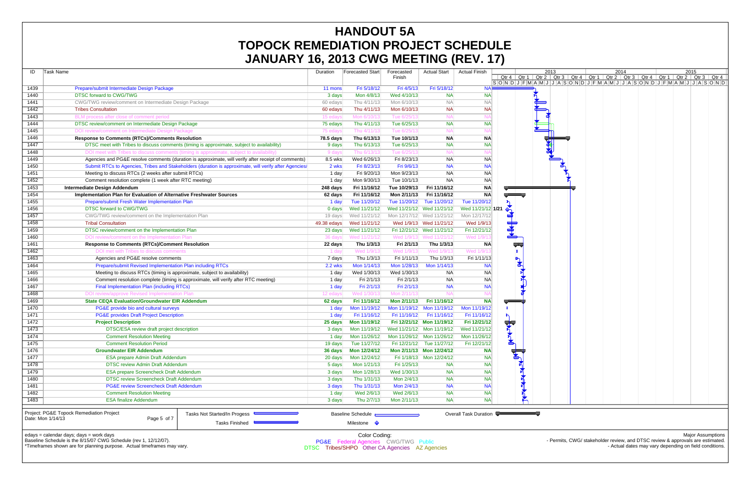# HANDOUT 5A
# TOPOCK REMEDIATION PROJECT SCHEDULE
# JANUARY 16, 2013 CWG MEETING (REV. 17)

| ID | Task Name | Duration | Forecasted Start | Forecasted Finish | Actual Start | Actual Finish |
|---|---|---|---|---|---|---|
| 1439 | Prepare/submit Intermediate Design Package | 11 mons | Fri 5/18/12 | Fri 4/5/13 | Fri 5/18/12 | NA |
| 1440 | DTSC forward to CWG/TWG | 3 days | Mon 4/8/13 | Wed 4/10/13 | NA | NA |
| 1441 | CWG/TWG review/comment on Intermediate Design Package | 60 edays | Thu 4/11/13 | Mon 6/10/13 | NA | NA |
| 1442 | Tribes Consultation | 60 edays | Thu 4/11/13 | Mon 6/10/13 | NA | NA |
| 1443 | BLM process after close of comment period | 15 edays | Mon 6/10/13 | Tue 6/25/13 | NA | NA |
| 1444 | DTSC review/comment on Intermediate Design Package | 75 edays | Thu 4/11/13 | Tue 6/25/13 | NA | NA |
| 1445 | DOI review/comment on Intermediate Design Package | 75 edays | Thu 4/11/13 | Tue 6/25/13 | NA | NA |
| 1446 | **Response to Comments (RTCs)/Comments Resolution** | **78.5 days** | **Thu 6/13/13** | **Tue 10/1/13** | **NA** | **NA** |
| 1447 | DTSC meet with Tribes to discuss comments (timing is approximate, subject to availability) | 9 days | Thu 6/13/13 | Tue 6/25/13 | NA | NA |
| 1448 | DOI meet with Tribes to discuss comments (timing is approximate, subject to availability) | 9 days | Thu 6/13/13 | Tue 6/25/13 | NA | NA |
| 1449 | Agencies and PG&E resolve comments (duration is approximate, will verify after receipt of comments) | 8.5 wks | Wed 6/26/13 | Fri 8/23/13 | NA | NA |
| 1450 | Submit RTCs to Agencies, Tribes and Stakeholders (duration is approximate, will verify after Agencies/ | 2 wks | Fri 8/23/13 | Fri 9/6/13 | NA | NA |
| 1451 | Meeting to discuss RTCs (2 weeks after submit RTCs) | 1 day | Fri 9/20/13 | Mon 9/23/13 | NA | NA |
| 1452 | Comment resolution complete (1 week after RTC meeting) | 1 day | Mon 9/30/13 | Tue 10/1/13 | NA | NA |
| 1453 | **Intermediate Design Addendum** | **248 days** | **Fri 11/16/12** | **Tue 10/29/13** | **Fri 11/16/12** | **NA** |
| 1454 | **Implementation Plan for Evaluation of Alternative Freshwater Sources** | **62 days** | **Fri 11/16/12** | **Mon 2/11/13** | **Fri 11/16/12** | **NA** |
| 1455 | Prepare/submit Fresh Water Implementation Plan | 1 day | Tue 11/20/12 | Tue 11/20/12 | Tue 11/20/12 | Tue 11/20/12 |
| 1456 | DTSC forward to CWG/TWG | 0 days | Wed 11/21/12 | Wed 11/21/12 | Wed 11/21/12 | Wed 11/21/12 |
| 1457 | CWG/TWG review/comment on the Implementation Plan | 19 days | Wed 11/21/12 | Mon 12/17/12 | Wed 11/21/12 | Mon 12/17/12 |
| 1458 | Tribal Consultation | 49.38 edays | Wed 11/21/12 | Wed 1/9/13 | Wed 11/21/12 | Wed 1/9/13 |
| 1459 | DTSC review/comment on the Implementation Plan | 23 days | Wed 11/21/12 | Fri 12/21/12 | Wed 11/21/12 | Fri 12/21/12 |
| 1460 | DOI review/comment on the Implementation Plan | 36 days | Wed 11/21/12 | Wed 1/9/13 | Wed 11/21/12 | Wed 1/9/13 |
| 1461 | **Response to Comments (RTCs)/Comment Resolution** | **22 days** | **Thu 1/3/13** | **Fri 2/1/13** | **Thu 1/3/13** | **NA** |
| 1462 | DOI met with Tribes to discuss comments | 1 day | Wed 1/9/13 | Wed 1/9/13 | Wed 1/9/13 | Wed 1/9/13 |
| 1463 | Agencies and PG&E resolve comments | 7 days | Thu 1/3/13 | Fri 1/11/13 | Thu 1/3/13 | Fri 1/11/13 |
| 1464 | Prepare/submit Revised Implementation Plan including RTCs | 2.2 wks | Mon 1/14/13 | Mon 1/28/13 | Mon 1/14/13 | NA |
| 1465 | Meeting to discuss RTCs (timing is approximate, subject to availability) | 1 day | Wed 1/30/13 | Wed 1/30/13 | NA | NA |
| 1466 | Comment resolution complete (timing is approximate, will verify after RTC meeting) | 1 day | Fri 2/1/13 | Fri 2/1/13 | NA | NA |
| 1467 | Final Implementation Plan (including RTCs) | 1 day | Fri 2/1/13 | Fri 2/1/13 | NA | NA |
| 1468 | DOI review/approve Revised Implementation Plan | 12 edays | Wed 1/30/13 | Mon 2/11/13 | NA | NA |
| 1469 | **State CEQA Evaluation/Groundwater EIR Addendum** | **62 days** | **Fri 11/16/12** | **Mon 2/11/13** | **Fri 11/16/12** | **NA** |
| 1470 | PG&E provide bio and cultural surveys | 1 day | Mon 11/19/12 | Mon 11/19/12 | Mon 11/19/12 | Mon 11/19/12 |
| 1471 | PG&E provides Draft Project Description | 1 day | Fri 11/16/12 | Fri 11/16/12 | Fri 11/16/12 | Fri 11/16/12 |
| 1472 | **Project Description** | **25 days** | **Mon 11/19/12** | **Fri 12/21/12** | **Mon 11/19/12** | **Fri 12/21/12** |
| 1473 | DTSC/ESA review draft project description | 3 days | Mon 11/19/12 | Wed 11/21/12 | Mon 11/19/12 | Wed 11/21/12 |
| 1474 | Comment Resolution Meeting | 1 day | Mon 11/26/12 | Mon 11/26/12 | Mon 11/26/12 | Mon 11/26/12 |
| 1475 | Comment Resolution Period | 19 days | Tue 11/27/12 | Fri 12/21/12 | Tue 11/27/12 | Fri 12/21/12 |
| 1476 | **Groundwater EIR Addendum** | **36 days** | **Mon 12/24/12** | **Mon 2/11/13** | **Mon 12/24/12** | **NA** |
| 1477 | ESA prepare Admin Draft Addendum | 20 days | Mon 12/24/12 | Fri 1/18/13 | Mon 12/24/12 | NA |
| 1478 | DTSC review Admin Draft Addendum | 5 days | Mon 1/21/13 | Fri 1/25/13 | NA | NA |
| 1479 | ESA prepare Screencheck Draft Addendum | 3 days | Mon 1/28/13 | Wed 1/30/13 | NA | NA |
| 1480 | DTSC review Screencheck Draft Addendum | 3 days | Thu 1/31/13 | Mon 2/4/13 | NA | NA |
| 1481 | PG&E review Screencheck Draft Addendum | 3 days | Thu 1/31/13 | Mon 2/4/13 | NA | NA |
| 1482 | Comment Resolution Meeting | 1 day | Wed 2/6/13 | Wed 2/6/13 | NA | NA |
| 1483 | ESA finalize Addendum | 3 days | Thu 2/7/13 | Mon 2/11/13 | NA | NA |

Project: PG&E Topock Remediation Project
Date: Mon 1/14/13

Legend: Tasks Not Started/In Progress; Tasks Finished; Baseline Schedule; Milestone; Overall Task Duration

edays = calendar days; days = work days
Baseline Schedule is the 8/15/07 CWG Schedule (rev 1, 12/12/07).
*Timeframes shown are for planning purpose. Actual timeframes may vary.

Color Coding:
PG&E Federal Agencies CWG/TWG Public
DTSC Tribes/SHPO Other CA Agencies AZ Agencies

Major Assumptions
- Permits, CWG/ stakeholder review, and DTSC review & approvals are estimated.
- Actual dates may vary depending on field conditions.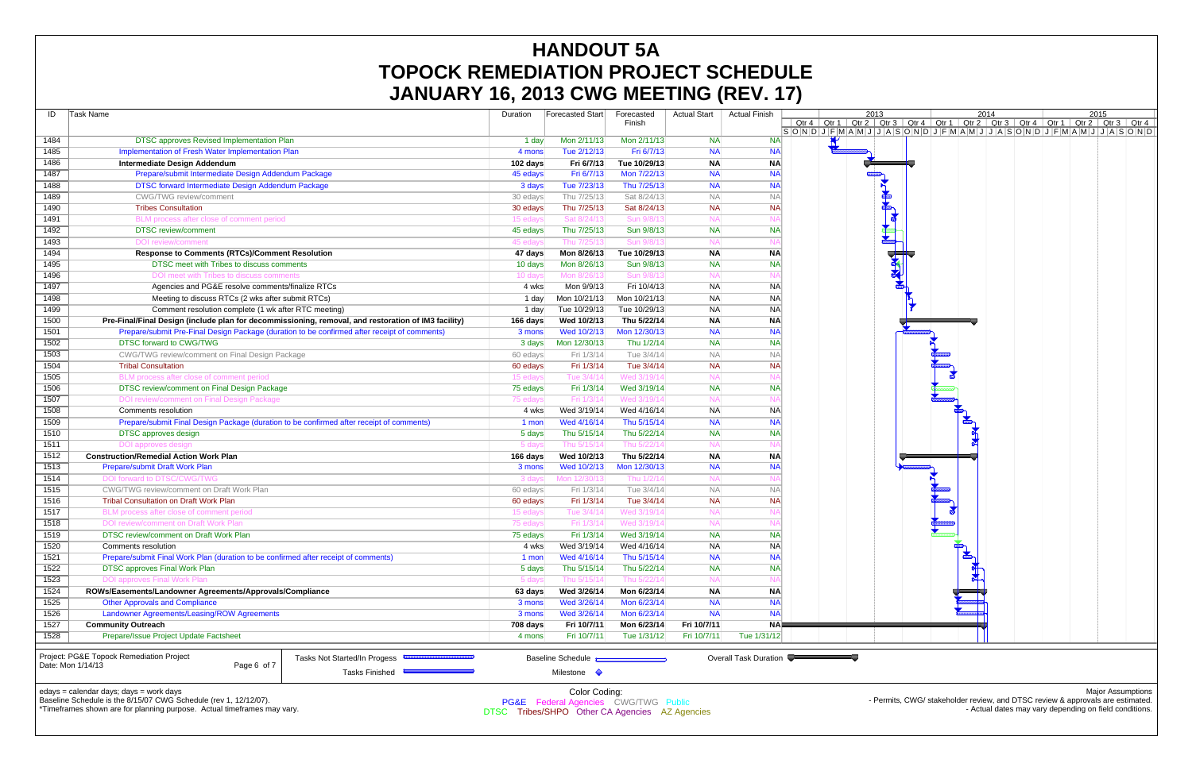# HANDOUT 5A
# TOPOCK REMEDIATION PROJECT SCHEDULE
# JANUARY 16, 2013 CWG MEETING (REV. 17)

| ID | Task Name | Duration | Forecasted Start | Forecasted Finish | Actual Start | Actual Finish |
|---|---|---|---|---|---|---|
| 1484 | DTSC approves Revised Implementation Plan | 1 day | Mon 2/11/13 | Mon 2/11/13 | NA | NA |
| 1485 | Implementation of Fresh Water Implementation Plan | 4 mons | Tue 2/12/13 | Fri 6/7/13 | NA | NA |
| 1486 | **Intermediate Design Addendum** | **102 days** | **Fri 6/7/13** | **Tue 10/29/13** | **NA** | **NA** |
| 1487 | Prepare/submit Intermediate Design Addendum Package | 45 edays | Fri 6/7/13 | Mon 7/22/13 | NA | NA |
| 1488 | DTSC forward Intermediate Design Addendum Package | 3 days | Tue 7/23/13 | Thu 7/25/13 | NA | NA |
| 1489 | CWG/TWG review/comment | 30 edays | Thu 7/25/13 | Sat 8/24/13 | NA | NA |
| 1490 | Tribes Consultation | 30 edays | Thu 7/25/13 | Sat 8/24/13 | NA | NA |
| 1491 | BLM process after close of comment period | 15 edays | Sat 8/24/13 | Sun 9/8/13 | NA | NA |
| 1492 | DTSC review/comment | 45 edays | Thu 7/25/13 | Sun 9/8/13 | NA | NA |
| 1493 | DOI review/comment | 45 edays | Thu 7/25/13 | Sun 9/8/13 | NA | NA |
| 1494 | **Response to Comments (RTCs)/Comment Resolution** | **47 days** | **Mon 8/26/13** | **Tue 10/29/13** | **NA** | **NA** |
| 1495 | DTSC meet with Tribes to discuss comments | 10 days | Mon 8/26/13 | Sun 9/8/13 | NA | NA |
| 1496 | DOI meet with Tribes to discuss comments | 10 days | Mon 8/26/13 | Sun 9/8/13 | NA | NA |
| 1497 | Agencies and PG&E resolve comments/finalize RTCs | 4 wks | Mon 9/9/13 | Fri 10/4/13 | NA | NA |
| 1498 | Meeting to discuss RTCs (2 wks after submit RTCs) | 1 day | Mon 10/21/13 | Mon 10/21/13 | NA | NA |
| 1499 | Comment resolution complete (1 wk after RTC meeting) | 1 day | Tue 10/29/13 | Tue 10/29/13 | NA | NA |
| 1500 | **Pre-Final/Final Design (include plan for decommissioning, removal, and restoration of IM3 facility)** | **166 days** | **Wed 10/2/13** | **Thu 5/22/14** | **NA** | **NA** |
| 1501 | Prepare/submit Pre-Final Design Package (duration to be confirmed after receipt of comments) | 3 mons | Wed 10/2/13 | Mon 12/30/13 | NA | NA |
| 1502 | DTSC forward to CWG/TWG | 3 days | Mon 12/30/13 | Thu 1/2/14 | NA | NA |
| 1503 | CWG/TWG review/comment on Final Design Package | 60 edays | Fri 1/3/14 | Tue 3/4/14 | NA | NA |
| 1504 | Tribal Consultation | 60 edays | Fri 1/3/14 | Tue 3/4/14 | NA | NA |
| 1505 | BLM process after close of comment period | 15 edays | Tue 3/4/14 | Wed 3/19/14 | NA | NA |
| 1506 | DTSC review/comment on Final Design Package | 75 edays | Fri 1/3/14 | Wed 3/19/14 | NA | NA |
| 1507 | DOI review/comment on Final Design Package | 75 edays | Fri 1/3/14 | Wed 3/19/14 | NA | NA |
| 1508 | Comments resolution | 4 wks | Wed 3/19/14 | Wed 4/16/14 | NA | NA |
| 1509 | Prepare/submit Final Design Package (duration to be confirmed after receipt of comments) | 1 mon | Wed 4/16/14 | Thu 5/15/14 | NA | NA |
| 1510 | DTSC approves design | 5 days | Thu 5/15/14 | Thu 5/22/14 | NA | NA |
| 1511 | DOI approves design | 5 days | Thu 5/15/14 | Thu 5/22/14 | NA | NA |
| 1512 | **Construction/Remedial Action Work Plan** | **166 days** | **Wed 10/2/13** | **Thu 5/22/14** | **NA** | **NA** |
| 1513 | Prepare/submit Draft Work Plan | 3 mons | Wed 10/2/13 | Mon 12/30/13 | NA | NA |
| 1514 | DOI forward to DTSC/CWG/TWG | 3 days | Mon 12/30/13 | Thu 1/2/14 | NA | NA |
| 1515 | CWG/TWG review/comment on Draft Work Plan | 60 edays | Fri 1/3/14 | Tue 3/4/14 | NA | NA |
| 1516 | Tribal Consultation on Draft Work Plan | 60 edays | Fri 1/3/14 | Tue 3/4/14 | NA | NA |
| 1517 | BLM process after close of comment period | 15 edays | Tue 3/4/14 | Wed 3/19/14 | NA | NA |
| 1518 | DOI review/comment on Draft Work Plan | 75 edays | Fri 1/3/14 | Wed 3/19/14 | NA | NA |
| 1519 | DTSC review/comment on Draft Work Plan | 75 edays | Fri 1/3/14 | Wed 3/19/14 | NA | NA |
| 1520 | Comments resolution | 4 wks | Wed 3/19/14 | Wed 4/16/14 | NA | NA |
| 1521 | Prepare/submit Final Work Plan (duration to be confirmed after receipt of comments) | 1 mon | Wed 4/16/14 | Thu 5/15/14 | NA | NA |
| 1522 | DTSC approves Final Work Plan | 5 days | Thu 5/15/14 | Thu 5/22/14 | NA | NA |
| 1523 | DOI approves Final Work Plan | 5 days | Thu 5/15/14 | Thu 5/22/14 | NA | NA |
| 1524 | **ROWs/Easements/Landowner Agreements/Approvals/Compliance** | **63 days** | **Wed 3/26/14** | **Mon 6/23/14** | **NA** | **NA** |
| 1525 | Other Approvals and Compliance | 3 mons | Wed 3/26/14 | Mon 6/23/14 | NA | NA |
| 1526 | Landowner Agreements/Leasing/ROW Agreements | 3 mons | Wed 3/26/14 | Mon 6/23/14 | NA | NA |
| 1527 | **Community Outreach** | **708 days** | **Fri 10/7/11** | **Mon 6/23/14** | **Fri 10/7/11** | **NA** |
| 1528 | Prepare/Issue Project Update Factsheet | 4 mons | Fri 10/7/11 | Tue 1/31/12 | Fri 10/7/11 | Tue 1/31/12 |

Project: PG&E Topock Remediation Project
Date: Mon 1/14/13

Legend: Tasks Not Started/In Progress; Tasks Finished; Baseline Schedule; Milestone; Overall Task Duration

edays = calendar days; days = work days
Baseline Schedule is the 8/15/07 CWG Schedule (rev 1, 12/12/07).
*Timeframes shown are for planning purpose. Actual timeframes may vary.

Color Coding:
PG&E Federal Agencies CWG/TWG Public
DTSC Tribes/SHPO Other CA Agencies AZ Agencies

Major Assumptions
- Permits, CWG/ stakeholder review, and DTSC review & approvals are estimated.
- Actual dates may vary depending on field conditions.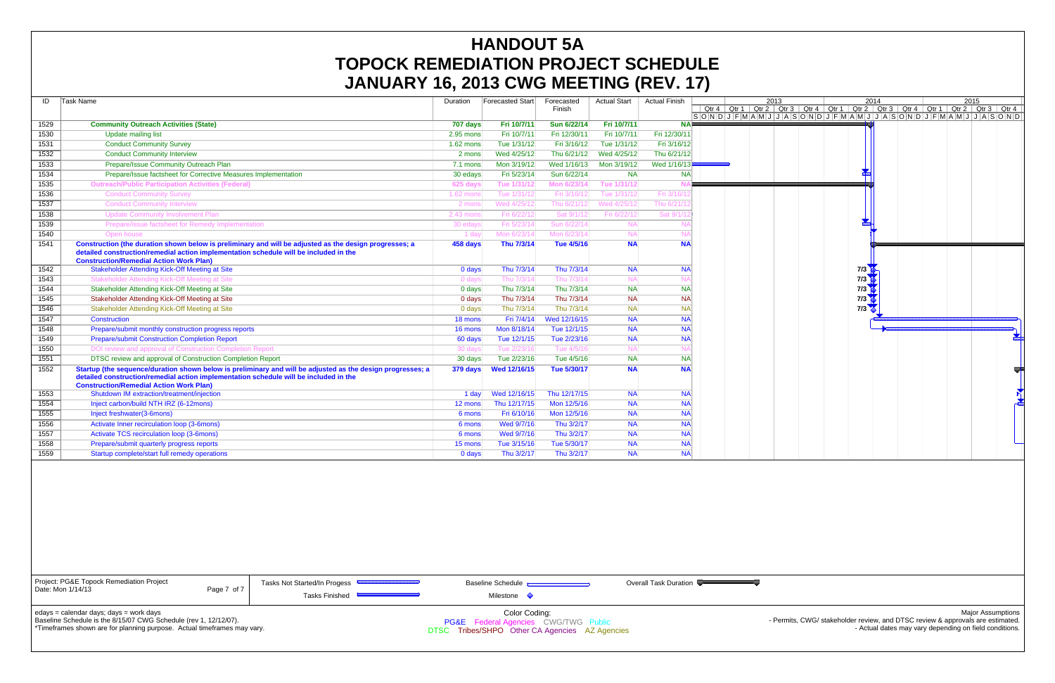# HANDOUT 5A
# TOPOCK REMEDIATION PROJECT SCHEDULE
# JANUARY 16, 2013 CWG MEETING (REV. 17)

| ID | Task Name | Duration | Forecasted Start | Forecasted Finish | Actual Start | Actual Finish |
|---|---|---|---|---|---|---|
| 1529 | **Community Outreach Activities (State)** | **707 days** | **Fri 10/7/11** | **Sun 6/22/14** | **Fri 10/7/11** | **NA** |
| 1530 | Update mailing list | 2.95 mons | Fri 10/7/11 | Fri 12/30/11 | Fri 10/7/11 | Fri 12/30/11 |
| 1531 | Conduct Community Survey | 1.62 mons | Tue 1/31/12 | Fri 3/16/12 | Tue 1/31/12 | Fri 3/16/12 |
| 1532 | Conduct Community Interview | 2 mons | Wed 4/25/12 | Thu 6/21/12 | Wed 4/25/12 | Thu 6/21/12 |
| 1533 | Prepare/Issue Community Outreach Plan | 7.1 mons | Mon 3/19/12 | Wed 1/16/13 | Mon 3/19/12 | Wed 1/16/13 |
| 1534 | Prepare/Issue factsheet for Corrective Measures Implementation | 30 edays | Fri 5/23/14 | Sun 6/22/14 | NA | NA |
| 1535 | **Outreach/Public Participation Activities (Federal)** | **625 days** | **Tue 1/31/12** | **Mon 6/23/14** | **Tue 1/31/12** | **NA** |
| 1536 | Conduct Community Survey | 1.62 mons | Tue 1/31/12 | Fri 3/16/12 | Tue 1/31/12 | Fri 3/16/12 |
| 1537 | Conduct Community Interview | 2 mons | Wed 4/25/12 | Thu 6/21/12 | Wed 4/25/12 | Thu 6/21/12 |
| 1538 | Update Community Involvement Plan | 2.43 mons | Fri 6/22/12 | Sat 9/1/12 | Fri 6/22/12 | Sat 9/1/12 |
| 1539 | Prepare/issue factsheet for Remedy Implementation | 30 edays | Fri 5/23/14 | Sun 6/22/14 | NA | NA |
| 1540 | Open house | 1 day | Mon 6/23/14 | Mon 6/23/14 | NA | NA |
| 1541 | **Construction (the duration shown below is preliminary and will be adjusted as the design progresses; a detailed construction/remedial action implementation schedule will be included in the Construction/Remedial Action Work Plan)** | **458 days** | **Thu 7/3/14** | **Tue 4/5/16** | **NA** | **NA** |
| 1542 | Stakeholder Attending Kick-Off Meeting at Site | 0 days | Thu 7/3/14 | Thu 7/3/14 | NA | NA |
| 1543 | Stakeholder Attending Kick-Off Meeting at Site | 0 days | Thu 7/3/14 | Thu 7/3/14 | NA | NA |
| 1544 | Stakeholder Attending Kick-Off Meeting at Site | 0 days | Thu 7/3/14 | Thu 7/3/14 | NA | NA |
| 1545 | Stakeholder Attending Kick-Off Meeting at Site | 0 days | Thu 7/3/14 | Thu 7/3/14 | NA | NA |
| 1546 | Stakeholder Attending Kick-Off Meeting at Site | 0 days | Thu 7/3/14 | Thu 7/3/14 | NA | NA |
| 1547 | Construction | 18 mons | Fri 7/4/14 | Wed 12/16/15 | NA | NA |
| 1548 | Prepare/submit monthly construction progress reports | 16 mons | Mon 8/18/14 | Tue 12/1/15 | NA | NA |
| 1549 | Prepare/submit Construction Completion Report | 60 days | Tue 12/1/15 | Tue 2/23/16 | NA | NA |
| 1550 | DOI review and approval of Construction Completion Report | 30 days | Tue 2/23/16 | Tue 4/5/16 | NA | NA |
| 1551 | DTSC review and approval of Construction Completion Report | 30 days | Tue 2/23/16 | Tue 4/5/16 | NA | NA |
| 1552 | **Startup (the sequence/duration shown below is preliminary and will be adjusted as the design progresses; a detailed construction/remedial action implementation schedule will be included in the Construction/Remedial Action Work Plan)** | **379 days** | **Wed 12/16/15** | **Tue 5/30/17** | **NA** | **NA** |
| 1553 | Shutdown IM extraction/treatment/injection | 1 day | Wed 12/16/15 | Thu 12/17/15 | NA | NA |
| 1554 | Inject carbon/build NTH IRZ (6-12mons) | 12 mons | Thu 12/17/15 | Mon 12/5/16 | NA | NA |
| 1555 | Inject freshwater(3-6mons) | 6 mons | Fri 6/10/16 | Mon 12/5/16 | NA | NA |
| 1556 | Activate Inner recirculation loop (3-6mons) | 6 mons | Wed 9/7/16 | Thu 3/2/17 | NA | NA |
| 1557 | Activate TCS recirculation loop (3-6mons) | 6 mons | Wed 9/7/16 | Thu 3/2/17 | NA | NA |
| 1558 | Prepare/submit quarterly progress reports | 15 mons | Tue 3/15/16 | Tue 5/30/17 | NA | NA |
| 1559 | Startup complete/start full remedy operations | 0 days | Thu 3/2/17 | Thu 3/2/17 | NA | NA |

2013 2014 2015

7/3
7/3
7/3
7/3
7/3

Project: PG&E Topock Remediation Project
Date: Mon 1/14/13

Tasks Not Started/In Progress
Tasks Finished
Baseline Schedule
Milestone
Overall Task Duration

edays = calendar days; days = work days
Baseline Schedule is the 8/15/07 CWG Schedule (rev 1, 12/12/07).
*Timeframes shown are for planning purpose. Actual timeframes may vary.

Color Coding:
PG&E Federal Agencies CWG/TWG Public
DTSC Tribes/SHPO Other CA Agencies AZ Agencies

Major Assumptions
- Permits, CWG/ stakeholder review, and DTSC review & approvals are estimated.
- Actual dates may vary depending on field conditions.